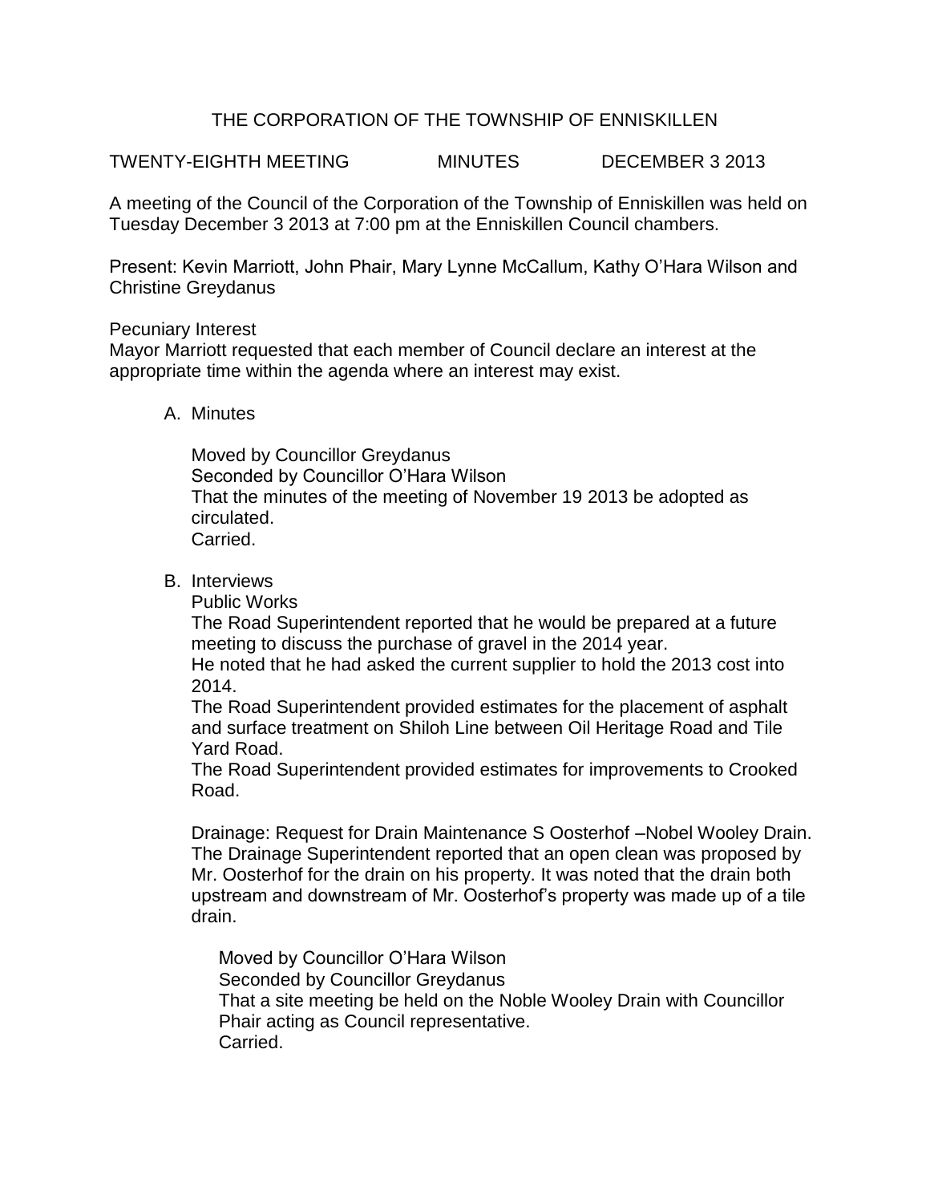# THE CORPORATION OF THE TOWNSHIP OF ENNISKILLEN

TWENTY-EIGHTH MEETING MINUTES DECEMBER 3 2013

A meeting of the Council of the Corporation of the Township of Enniskillen was held on Tuesday December 3 2013 at 7:00 pm at the Enniskillen Council chambers.

Present: Kevin Marriott, John Phair, Mary Lynne McCallum, Kathy O'Hara Wilson and Christine Greydanus

Pecuniary Interest
Mayor Marriott requested that each member of Council declare an interest at the appropriate time within the agenda where an interest may exist.

A. Minutes

   Moved by Councillor Greydanus
   Seconded by Councillor O'Hara Wilson
   That the minutes of the meeting of November 19 2013 be adopted as circulated.
   Carried.

B. Interviews
   Public Works
   The Road Superintendent reported that he would be prepared at a future meeting to discuss the purchase of gravel in the 2014 year.
   He noted that he had asked the current supplier to hold the 2013 cost into 2014.
   The Road Superintendent provided estimates for the placement of asphalt and surface treatment on Shiloh Line between Oil Heritage Road and Tile Yard Road.
   The Road Superintendent provided estimates for improvements to Crooked Road.

   Drainage: Request for Drain Maintenance S Oosterhof –Nobel Wooley Drain.
   The Drainage Superintendent reported that an open clean was proposed by Mr. Oosterhof for the drain on his property. It was noted that the drain both upstream and downstream of Mr. Oosterhof's property was made up of a tile drain.

      Moved by Councillor O'Hara Wilson
      Seconded by Councillor Greydanus
      That a site meeting be held on the Noble Wooley Drain with Councillor Phair acting as Council representative.
      Carried.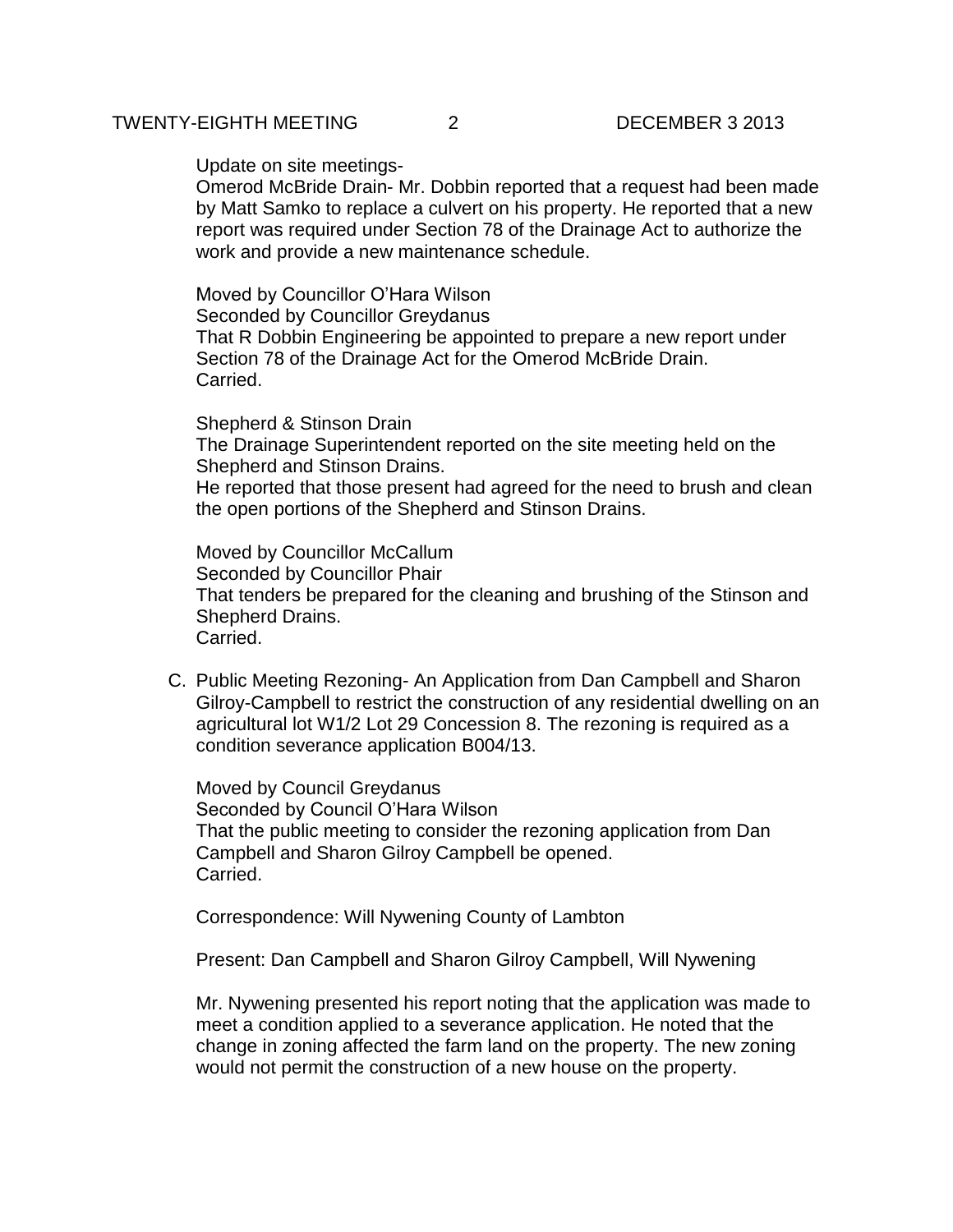Update on site meetings-

Omerod McBride Drain- Mr. Dobbin reported that a request had been made by Matt Samko to replace a culvert on his property. He reported that a new report was required under Section 78 of the Drainage Act to authorize the work and provide a new maintenance schedule.

Moved by Councillor O'Hara Wilson
Seconded by Councillor Greydanus
That R Dobbin Engineering be appointed to prepare a new report under Section 78 of the Drainage Act for the Omerod McBride Drain.
Carried.

Shepherd & Stinson Drain
The Drainage Superintendent reported on the site meeting held on the Shepherd and Stinson Drains.
He reported that those present had agreed for the need to brush and clean the open portions of the Shepherd and Stinson Drains.

Moved by Councillor McCallum
Seconded by Councillor Phair
That tenders be prepared for the cleaning and brushing of the Stinson and Shepherd Drains.
Carried.

C. Public Meeting Rezoning- An Application from Dan Campbell and Sharon Gilroy-Campbell to restrict the construction of any residential dwelling on an agricultural lot W1/2 Lot 29 Concession 8. The rezoning is required as a condition severance application B004/13.

   Moved by Council Greydanus
   Seconded by Council O'Hara Wilson
   That the public meeting to consider the rezoning application from Dan Campbell and Sharon Gilroy Campbell be opened.
   Carried.

   Correspondence: Will Nywening County of Lambton

   Present: Dan Campbell and Sharon Gilroy Campbell, Will Nywening

   Mr. Nywening presented his report noting that the application was made to meet a condition applied to a severance application. He noted that the change in zoning affected the farm land on the property. The new zoning would not permit the construction of a new house on the property.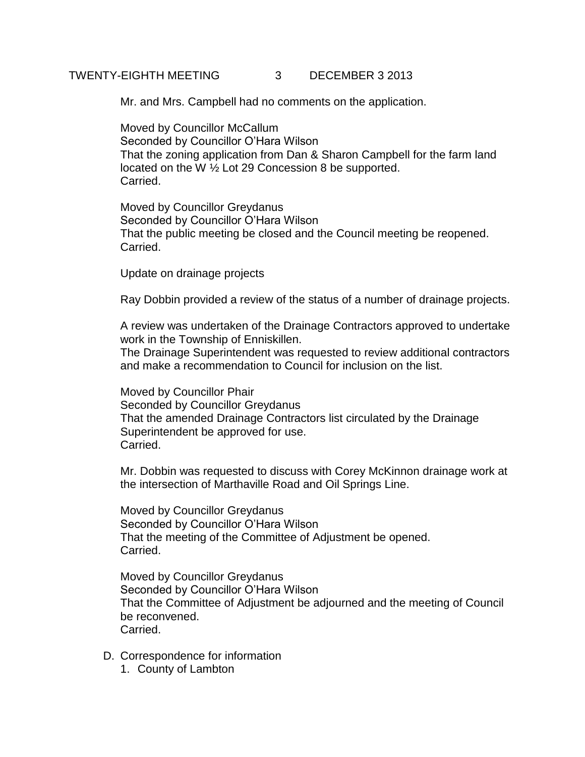Mr. and Mrs. Campbell had no comments on the application.

Moved by Councillor McCallum
Seconded by Councillor O'Hara Wilson
That the zoning application from Dan & Sharon Campbell for the farm land located on the W ½ Lot 29 Concession 8 be supported.
Carried.

Moved by Councillor Greydanus
Seconded by Councillor O'Hara Wilson
That the public meeting be closed and the Council meeting be reopened.
Carried.

Update on drainage projects

Ray Dobbin provided a review of the status of a number of drainage projects.

A review was undertaken of the Drainage Contractors approved to undertake work in the Township of Enniskillen.
The Drainage Superintendent was requested to review additional contractors and make a recommendation to Council for inclusion on the list.

Moved by Councillor Phair
Seconded by Councillor Greydanus
That the amended Drainage Contractors list circulated by the Drainage Superintendent be approved for use.
Carried.

Mr. Dobbin was requested to discuss with Corey McKinnon drainage work at the intersection of Marthaville Road and Oil Springs Line.

Moved by Councillor Greydanus
Seconded by Councillor O'Hara Wilson
That the meeting of the Committee of Adjustment be opened.
Carried.

Moved by Councillor Greydanus
Seconded by Councillor O'Hara Wilson
That the Committee of Adjustment be adjourned and the meeting of Council be reconvened.
Carried.

D. Correspondence for information
   1. County of Lambton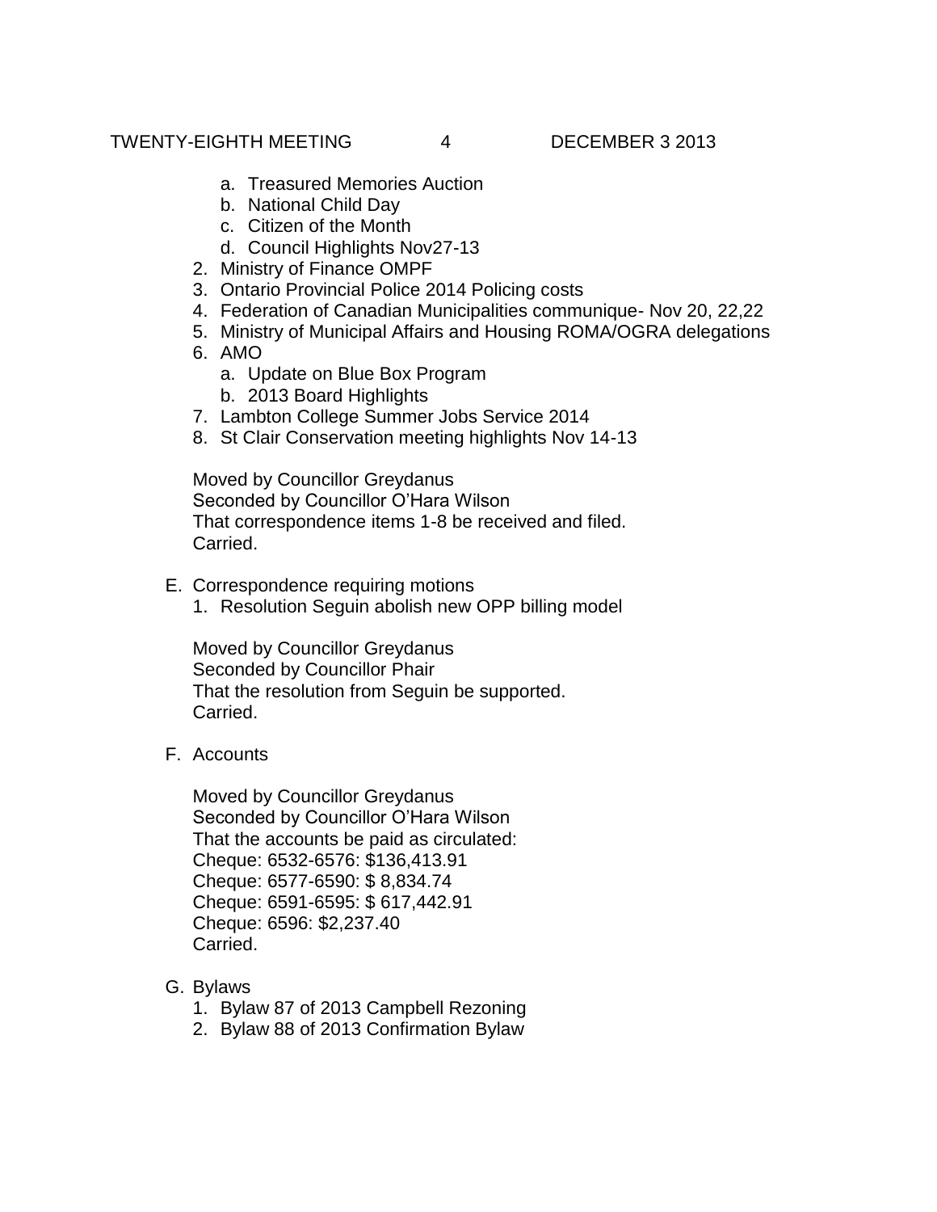a. Treasured Memories Auction
   b. National Child Day
   c. Citizen of the Month
   d. Council Highlights Nov27-13
2. Ministry of Finance OMPF
3. Ontario Provincial Police 2014 Policing costs
4. Federation of Canadian Municipalities communique- Nov 20, 22,22
5. Ministry of Municipal Affairs and Housing ROMA/OGRA delegations
6. AMO
   a. Update on Blue Box Program
   b. 2013 Board Highlights
7. Lambton College Summer Jobs Service 2014
8. St Clair Conservation meeting highlights Nov 14-13

Moved by Councillor Greydanus
Seconded by Councillor O'Hara Wilson
That correspondence items 1-8 be received and filed.
Carried.

E. Correspondence requiring motions
   1. Resolution Seguin abolish new OPP billing model

Moved by Councillor Greydanus
Seconded by Councillor Phair
That the resolution from Seguin be supported.
Carried.

F. Accounts

Moved by Councillor Greydanus
Seconded by Councillor O'Hara Wilson
That the accounts be paid as circulated:
Cheque: 6532-6576: $136,413.91
Cheque: 6577-6590: $ 8,834.74
Cheque: 6591-6595: $ 617,442.91
Cheque: 6596: $2,237.40
Carried.

G. Bylaws
   1. Bylaw 87 of 2013 Campbell Rezoning
   2. Bylaw 88 of 2013 Confirmation Bylaw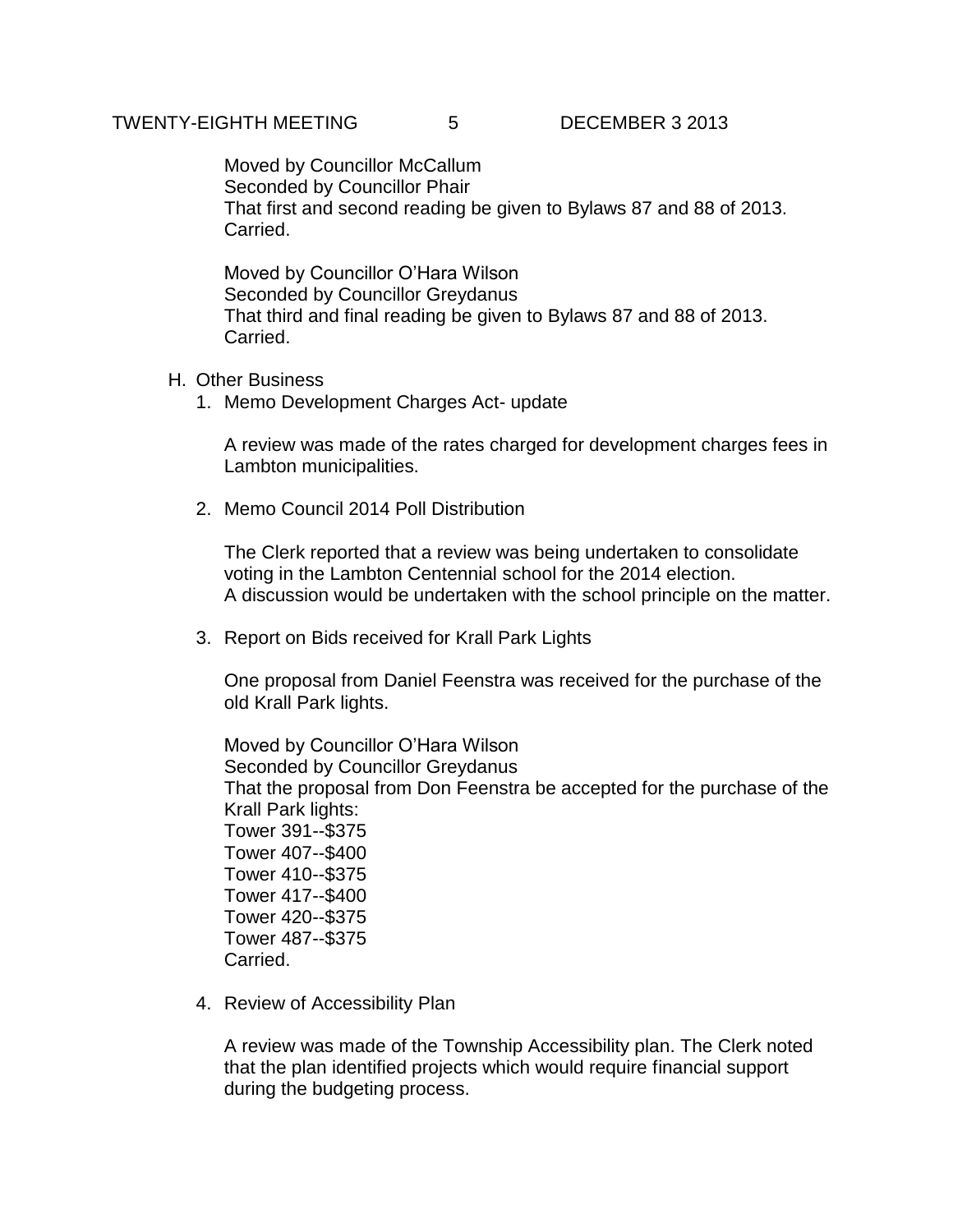Moved by Councillor McCallum
Seconded by Councillor Phair
That first and second reading be given to Bylaws 87 and 88 of 2013.
Carried.

Moved by Councillor O'Hara Wilson
Seconded by Councillor Greydanus
That third and final reading be given to Bylaws 87 and 88 of 2013.
Carried.

H. Other Business

1. Memo Development Charges Act- update

   A review was made of the rates charged for development charges fees in Lambton municipalities.

2. Memo Council 2014 Poll Distribution

   The Clerk reported that a review was being undertaken to consolidate voting in the Lambton Centennial school for the 2014 election. A discussion would be undertaken with the school principle on the matter.

3. Report on Bids received for Krall Park Lights

   One proposal from Daniel Feenstra was received for the purchase of the old Krall Park lights.

   Moved by Councillor O'Hara Wilson
   Seconded by Councillor Greydanus
   That the proposal from Don Feenstra be accepted for the purchase of the Krall Park lights:
   Tower 391--$375
   Tower 407--$400
   Tower 410--$375
   Tower 417--$400
   Tower 420--$375
   Tower 487--$375
   Carried.

4. Review of Accessibility Plan

   A review was made of the Township Accessibility plan. The Clerk noted that the plan identified projects which would require financial support during the budgeting process.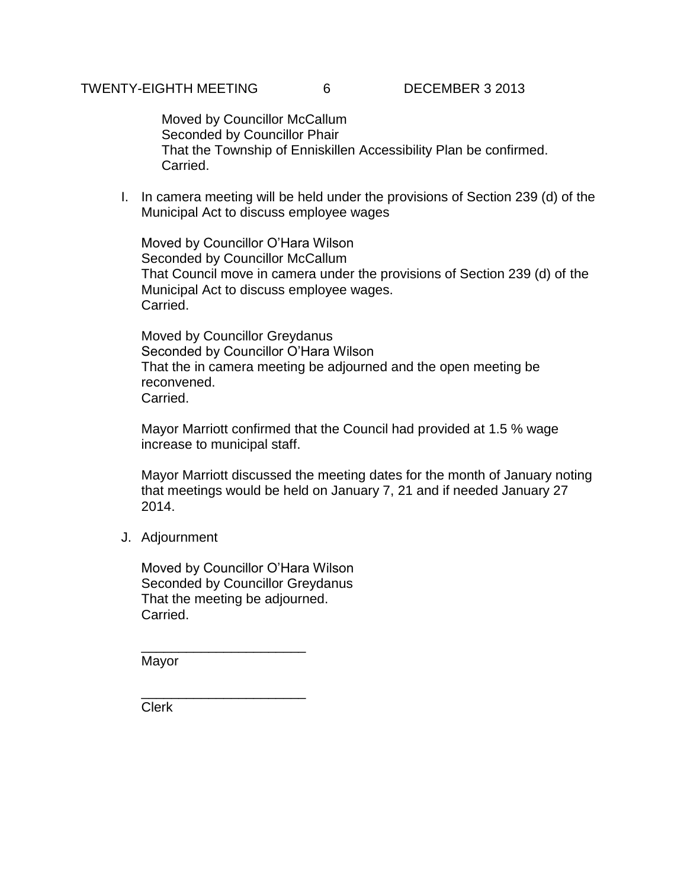Moved by Councillor McCallum
Seconded by Councillor Phair
That the Township of Enniskillen Accessibility Plan be confirmed.
Carried.

I. In camera meeting will be held under the provisions of Section 239 (d) of the Municipal Act to discuss employee wages

Moved by Councillor O'Hara Wilson
Seconded by Councillor McCallum
That Council move in camera under the provisions of Section 239 (d) of the Municipal Act to discuss employee wages.
Carried.

Moved by Councillor Greydanus
Seconded by Councillor O'Hara Wilson
That the in camera meeting be adjourned and the open meeting be reconvened.
Carried.

Mayor Marriott confirmed that the Council had provided at 1.5 % wage increase to municipal staff.

Mayor Marriott discussed the meeting dates for the month of January noting that meetings would be held on January 7, 21 and if needed January 27 2014.

J. Adjournment

Moved by Councillor O'Hara Wilson
Seconded by Councillor Greydanus
That the meeting be adjourned.
Carried.

______________________
Mayor

______________________
Clerk